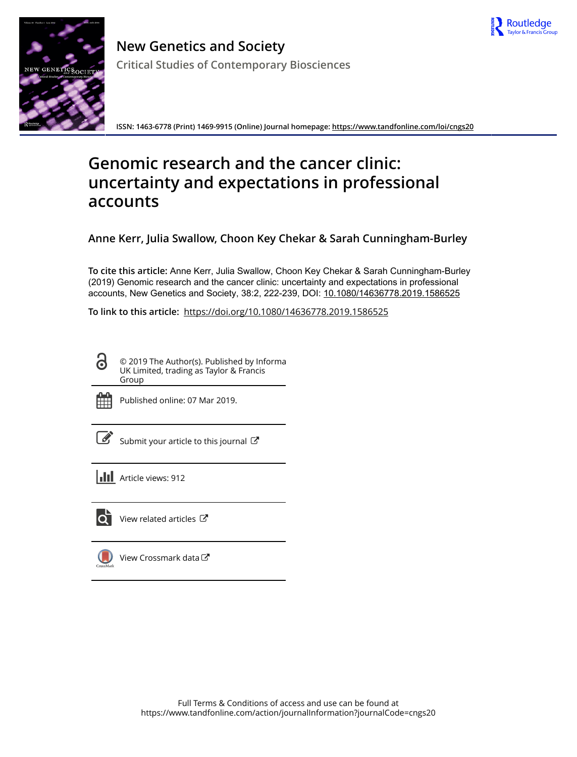# New Genetics and Society

## Critical Studies of Contemporary Biosciences

ISSN: 1463-6778 (Print) 1469-9915 (Online) Journal homepage: https://www.tandfonline.com/loi/cngs20

# Genomic research and the cancer clinic: uncertainty and expectations in professional accounts

**Anne Kerr, Julia Swallow, Choon Key Chekar & Sarah Cunningham-Burley**

**To cite this article:** Anne Kerr, Julia Swallow, Choon Key Chekar & Sarah Cunningham-Burley (2019) Genomic research and the cancer clinic: uncertainty and expectations in professional accounts, New Genetics and Society, 38:2, 222-239, DOI: 10.1080/14636778.2019.1586525

**To link to this article:** https://doi.org/10.1080/14636778.2019.1586525

© 2019 The Author(s). Published by Informa UK Limited, trading as Taylor & Francis Group

Published online: 07 Mar 2019.

Submit your article to this journal

Article views: 912

View related articles

View Crossmark data

Full Terms & Conditions of access and use can be found at
https://www.tandfonline.com/action/journalInformation?journalCode=cngs20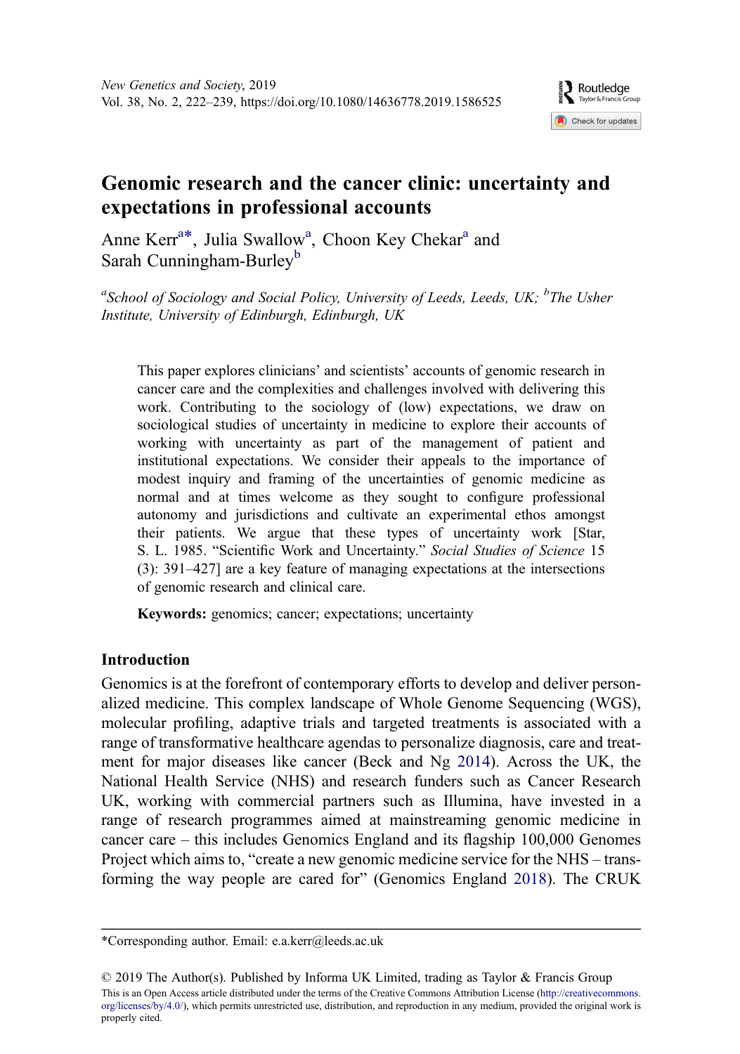# Genomic research and the cancer clinic: uncertainty and expectations in professional accounts

Anne Kerr[a*], Julia Swallow[a], Choon Key Chekar[a] and Sarah Cunningham-Burley[b]

[a]*School of Sociology and Social Policy, University of Leeds, Leeds, UK;* [b]*The Usher Institute, University of Edinburgh, Edinburgh, UK*

This paper explores clinicians' and scientists' accounts of genomic research in cancer care and the complexities and challenges involved with delivering this work. Contributing to the sociology of (low) expectations, we draw on sociological studies of uncertainty in medicine to explore their accounts of working with uncertainty as part of the management of patient and institutional expectations. We consider their appeals to the importance of modest inquiry and framing of the uncertainties of genomic medicine as normal and at times welcome as they sought to configure professional autonomy and jurisdictions and cultivate an experimental ethos amongst their patients. We argue that these types of uncertainty work [Star, S. L. 1985. "Scientific Work and Uncertainty." *Social Studies of Science* 15 (3): 391–427] are a key feature of managing expectations at the intersections of genomic research and clinical care.

**Keywords:** genomics; cancer; expectations; uncertainty

## Introduction

Genomics is at the forefront of contemporary efforts to develop and deliver personalized medicine. This complex landscape of Whole Genome Sequencing (WGS), molecular profiling, adaptive trials and targeted treatments is associated with a range of transformative healthcare agendas to personalize diagnosis, care and treatment for major diseases like cancer (Beck and Ng 2014). Across the UK, the National Health Service (NHS) and research funders such as Cancer Research UK, working with commercial partners such as Illumina, have invested in a range of research programmes aimed at mainstreaming genomic medicine in cancer care – this includes Genomics England and its flagship 100,000 Genomes Project which aims to, "create a new genomic medicine service for the NHS – transforming the way people are cared for" (Genomics England 2018). The CRUK

---

*Corresponding author. Email: e.a.kerr@leeds.ac.uk

© 2019 The Author(s). Published by Informa UK Limited, trading as Taylor & Francis Group
This is an Open Access article distributed under the terms of the Creative Commons Attribution License (http://creativecommons.org/licenses/by/4.0/), which permits unrestricted use, distribution, and reproduction in any medium, provided the original work is properly cited.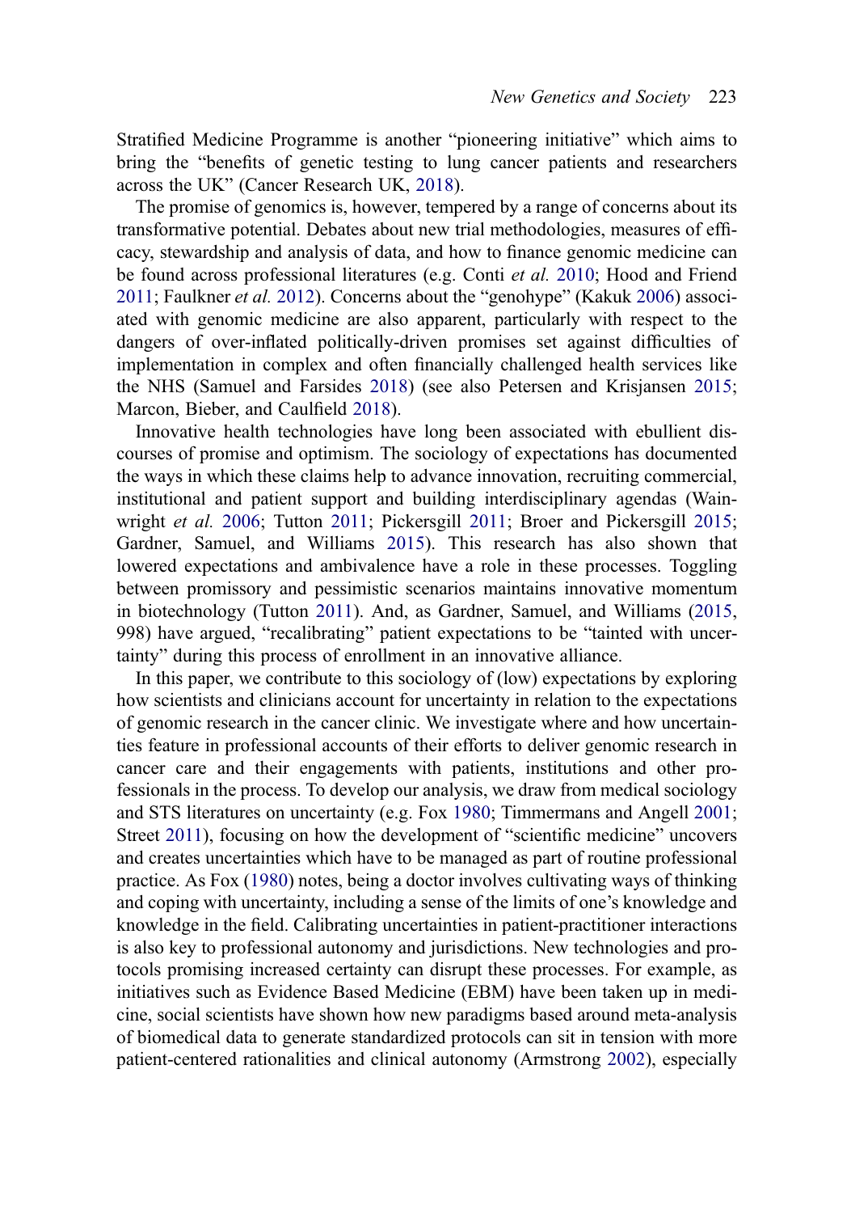Stratified Medicine Programme is another "pioneering initiative" which aims to bring the "benefits of genetic testing to lung cancer patients and researchers across the UK" (Cancer Research UK, 2018).

The promise of genomics is, however, tempered by a range of concerns about its transformative potential. Debates about new trial methodologies, measures of efficacy, stewardship and analysis of data, and how to finance genomic medicine can be found across professional literatures (e.g. Conti *et al.* 2010; Hood and Friend 2011; Faulkner *et al.* 2012). Concerns about the "genohype" (Kakuk 2006) associated with genomic medicine are also apparent, particularly with respect to the dangers of over-inflated politically-driven promises set against difficulties of implementation in complex and often financially challenged health services like the NHS (Samuel and Farsides 2018) (see also Petersen and Krisjansen 2015; Marcon, Bieber, and Caulfield 2018).

Innovative health technologies have long been associated with ebullient discourses of promise and optimism. The sociology of expectations has documented the ways in which these claims help to advance innovation, recruiting commercial, institutional and patient support and building interdisciplinary agendas (Wainwright *et al.* 2006; Tutton 2011; Pickersgill 2011; Broer and Pickersgill 2015; Gardner, Samuel, and Williams 2015). This research has also shown that lowered expectations and ambivalence have a role in these processes. Toggling between promissory and pessimistic scenarios maintains innovative momentum in biotechnology (Tutton 2011). And, as Gardner, Samuel, and Williams (2015, 998) have argued, "recalibrating" patient expectations to be "tainted with uncertainty" during this process of enrollment in an innovative alliance.

In this paper, we contribute to this sociology of (low) expectations by exploring how scientists and clinicians account for uncertainty in relation to the expectations of genomic research in the cancer clinic. We investigate where and how uncertainties feature in professional accounts of their efforts to deliver genomic research in cancer care and their engagements with patients, institutions and other professionals in the process. To develop our analysis, we draw from medical sociology and STS literatures on uncertainty (e.g. Fox 1980; Timmermans and Angell 2001; Street 2011), focusing on how the development of "scientific medicine" uncovers and creates uncertainties which have to be managed as part of routine professional practice. As Fox (1980) notes, being a doctor involves cultivating ways of thinking and coping with uncertainty, including a sense of the limits of one's knowledge and knowledge in the field. Calibrating uncertainties in patient-practitioner interactions is also key to professional autonomy and jurisdictions. New technologies and protocols promising increased certainty can disrupt these processes. For example, as initiatives such as Evidence Based Medicine (EBM) have been taken up in medicine, social scientists have shown how new paradigms based around meta-analysis of biomedical data to generate standardized protocols can sit in tension with more patient-centered rationalities and clinical autonomy (Armstrong 2002), especially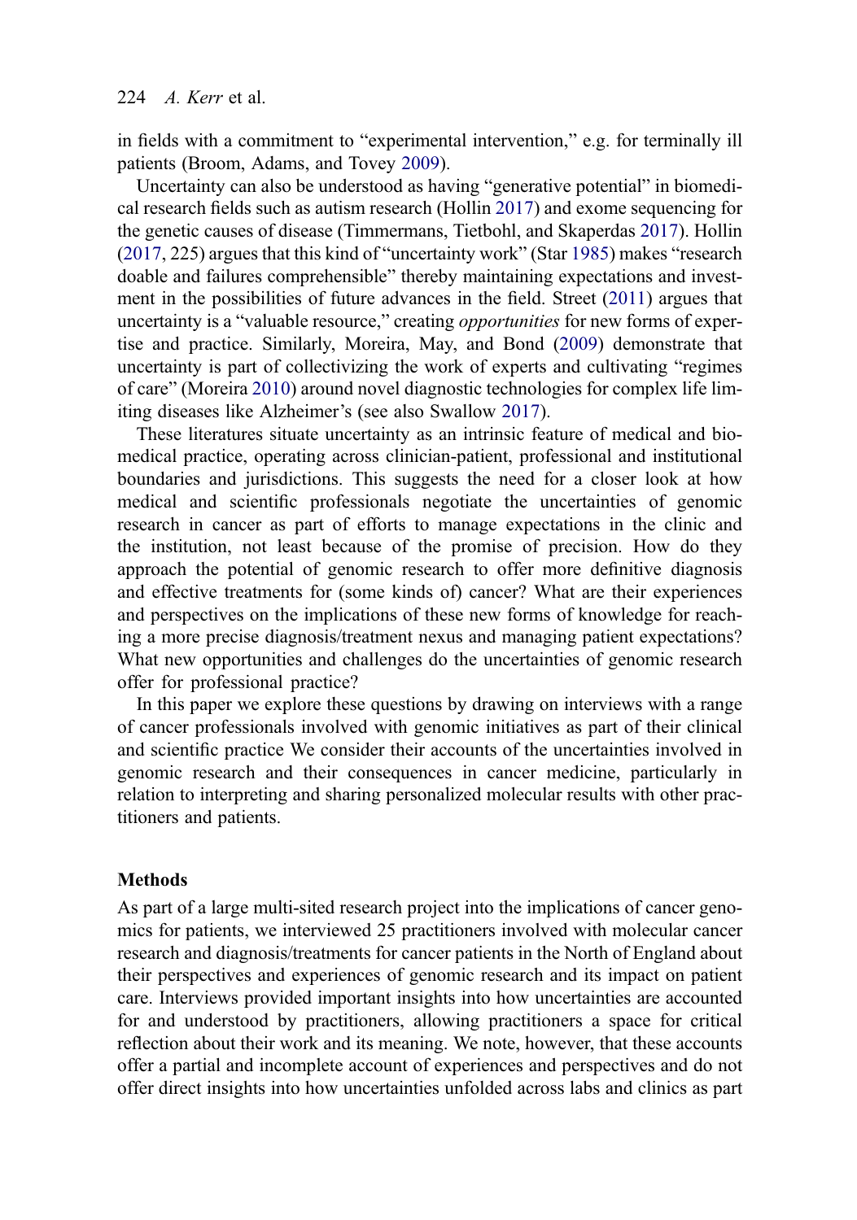in fields with a commitment to "experimental intervention," e.g. for terminally ill patients (Broom, Adams, and Tovey 2009).

Uncertainty can also be understood as having "generative potential" in biomedical research fields such as autism research (Hollin 2017) and exome sequencing for the genetic causes of disease (Timmermans, Tietbohl, and Skaperdas 2017). Hollin (2017, 225) argues that this kind of "uncertainty work" (Star 1985) makes "research doable and failures comprehensible" thereby maintaining expectations and investment in the possibilities of future advances in the field. Street (2011) argues that uncertainty is a "valuable resource," creating *opportunities* for new forms of expertise and practice. Similarly, Moreira, May, and Bond (2009) demonstrate that uncertainty is part of collectivizing the work of experts and cultivating "regimes of care" (Moreira 2010) around novel diagnostic technologies for complex life limiting diseases like Alzheimer's (see also Swallow 2017).

These literatures situate uncertainty as an intrinsic feature of medical and biomedical practice, operating across clinician-patient, professional and institutional boundaries and jurisdictions. This suggests the need for a closer look at how medical and scientific professionals negotiate the uncertainties of genomic research in cancer as part of efforts to manage expectations in the clinic and the institution, not least because of the promise of precision. How do they approach the potential of genomic research to offer more definitive diagnosis and effective treatments for (some kinds of) cancer? What are their experiences and perspectives on the implications of these new forms of knowledge for reaching a more precise diagnosis/treatment nexus and managing patient expectations? What new opportunities and challenges do the uncertainties of genomic research offer for professional practice?

In this paper we explore these questions by drawing on interviews with a range of cancer professionals involved with genomic initiatives as part of their clinical and scientific practice We consider their accounts of the uncertainties involved in genomic research and their consequences in cancer medicine, particularly in relation to interpreting and sharing personalized molecular results with other practitioners and patients.

## Methods

As part of a large multi-sited research project into the implications of cancer genomics for patients, we interviewed 25 practitioners involved with molecular cancer research and diagnosis/treatments for cancer patients in the North of England about their perspectives and experiences of genomic research and its impact on patient care. Interviews provided important insights into how uncertainties are accounted for and understood by practitioners, allowing practitioners a space for critical reflection about their work and its meaning. We note, however, that these accounts offer a partial and incomplete account of experiences and perspectives and do not offer direct insights into how uncertainties unfolded across labs and clinics as part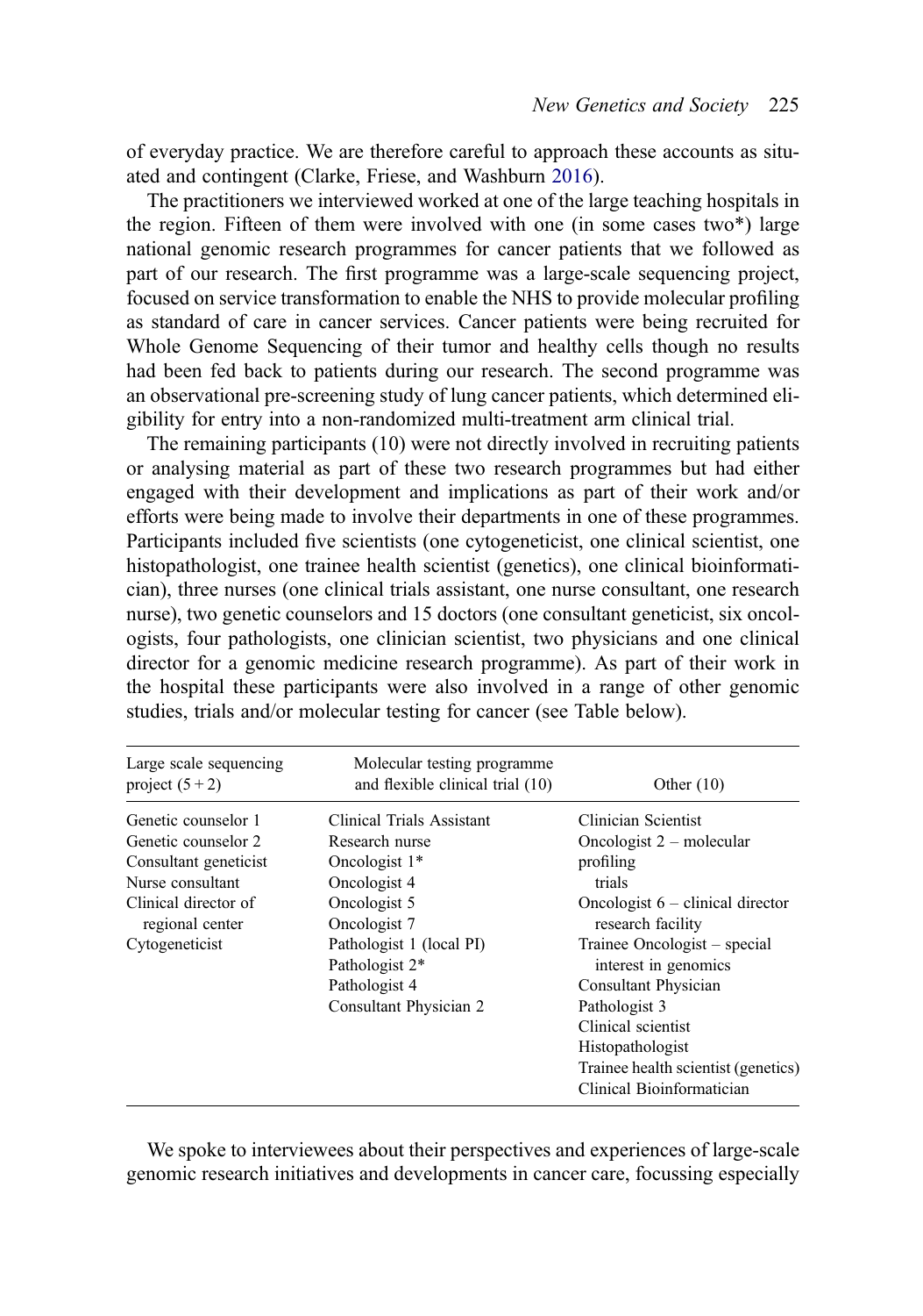of everyday practice. We are therefore careful to approach these accounts as situated and contingent (Clarke, Friese, and Washburn 2016).

The practitioners we interviewed worked at one of the large teaching hospitals in the region. Fifteen of them were involved with one (in some cases two*) large national genomic research programmes for cancer patients that we followed as part of our research. The first programme was a large-scale sequencing project, focused on service transformation to enable the NHS to provide molecular profiling as standard of care in cancer services. Cancer patients were being recruited for Whole Genome Sequencing of their tumor and healthy cells though no results had been fed back to patients during our research. The second programme was an observational pre-screening study of lung cancer patients, which determined eligibility for entry into a non-randomized multi-treatment arm clinical trial.

The remaining participants (10) were not directly involved in recruiting patients or analysing material as part of these two research programmes but had either engaged with their development and implications as part of their work and/or efforts were being made to involve their departments in one of these programmes. Participants included five scientists (one cytogeneticist, one clinical scientist, one histopathologist, one trainee health scientist (genetics), one clinical bioinformatician), three nurses (one clinical trials assistant, one nurse consultant, one research nurse), two genetic counselors and 15 doctors (one consultant geneticist, six oncologists, four pathologists, one clinician scientist, two physicians and one clinical director for a genomic medicine research programme). As part of their work in the hospital these participants were also involved in a range of other genomic studies, trials and/or molecular testing for cancer (see Table below).

| Large scale sequencing project (5 + 2) | Molecular testing programme and flexible clinical trial (10) | Other (10) |
|---|---|---|
| Genetic counselor 1 | Clinical Trials Assistant | Clinician Scientist |
| Genetic counselor 2 | Research nurse | Oncologist 2 – molecular profiling trials |
| Consultant geneticist | Oncologist 1* | Oncologist 6 – clinical director research facility |
| Nurse consultant | Oncologist 4 | Trainee Oncologist – special interest in genomics |
| Clinical director of regional center | Oncologist 5 | Consultant Physician |
| Cytogeneticist | Oncologist 7 | Pathologist 3 |
| | Pathologist 1 (local PI) | Clinical scientist |
| | Pathologist 2* | Histopathologist |
| | Pathologist 4 | Trainee health scientist (genetics) |
| | Consultant Physician 2 | Clinical Bioinformatician |

We spoke to interviewees about their perspectives and experiences of large-scale genomic research initiatives and developments in cancer care, focussing especially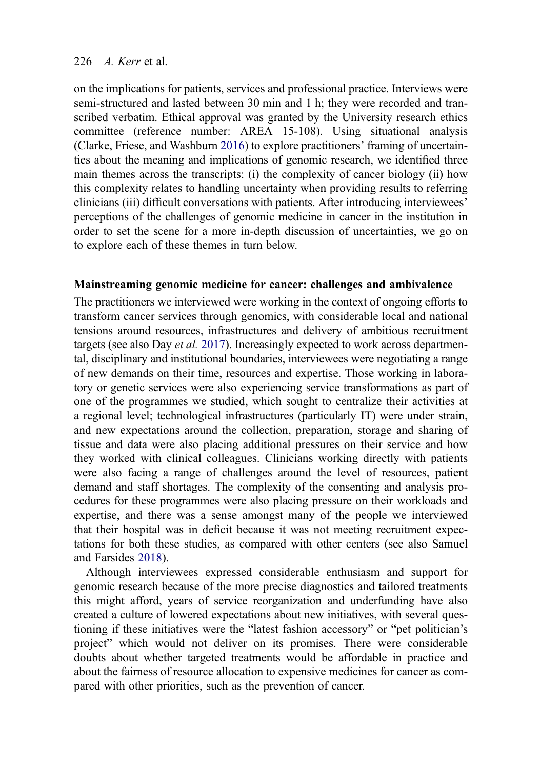on the implications for patients, services and professional practice. Interviews were semi-structured and lasted between 30 min and 1 h; they were recorded and transcribed verbatim. Ethical approval was granted by the University research ethics committee (reference number: AREA 15-108). Using situational analysis (Clarke, Friese, and Washburn 2016) to explore practitioners' framing of uncertainties about the meaning and implications of genomic research, we identified three main themes across the transcripts: (i) the complexity of cancer biology (ii) how this complexity relates to handling uncertainty when providing results to referring clinicians (iii) difficult conversations with patients. After introducing interviewees' perceptions of the challenges of genomic medicine in cancer in the institution in order to set the scene for a more in-depth discussion of uncertainties, we go on to explore each of these themes in turn below.

## Mainstreaming genomic medicine for cancer: challenges and ambivalence

The practitioners we interviewed were working in the context of ongoing efforts to transform cancer services through genomics, with considerable local and national tensions around resources, infrastructures and delivery of ambitious recruitment targets (see also Day *et al.* 2017). Increasingly expected to work across departmental, disciplinary and institutional boundaries, interviewees were negotiating a range of new demands on their time, resources and expertise. Those working in laboratory or genetic services were also experiencing service transformations as part of one of the programmes we studied, which sought to centralize their activities at a regional level; technological infrastructures (particularly IT) were under strain, and new expectations around the collection, preparation, storage and sharing of tissue and data were also placing additional pressures on their service and how they worked with clinical colleagues. Clinicians working directly with patients were also facing a range of challenges around the level of resources, patient demand and staff shortages. The complexity of the consenting and analysis procedures for these programmes were also placing pressure on their workloads and expertise, and there was a sense amongst many of the people we interviewed that their hospital was in deficit because it was not meeting recruitment expectations for both these studies, as compared with other centers (see also Samuel and Farsides 2018).

Although interviewees expressed considerable enthusiasm and support for genomic research because of the more precise diagnostics and tailored treatments this might afford, years of service reorganization and underfunding have also created a culture of lowered expectations about new initiatives, with several questioning if these initiatives were the "latest fashion accessory" or "pet politician's project" which would not deliver on its promises. There were considerable doubts about whether targeted treatments would be affordable in practice and about the fairness of resource allocation to expensive medicines for cancer as compared with other priorities, such as the prevention of cancer.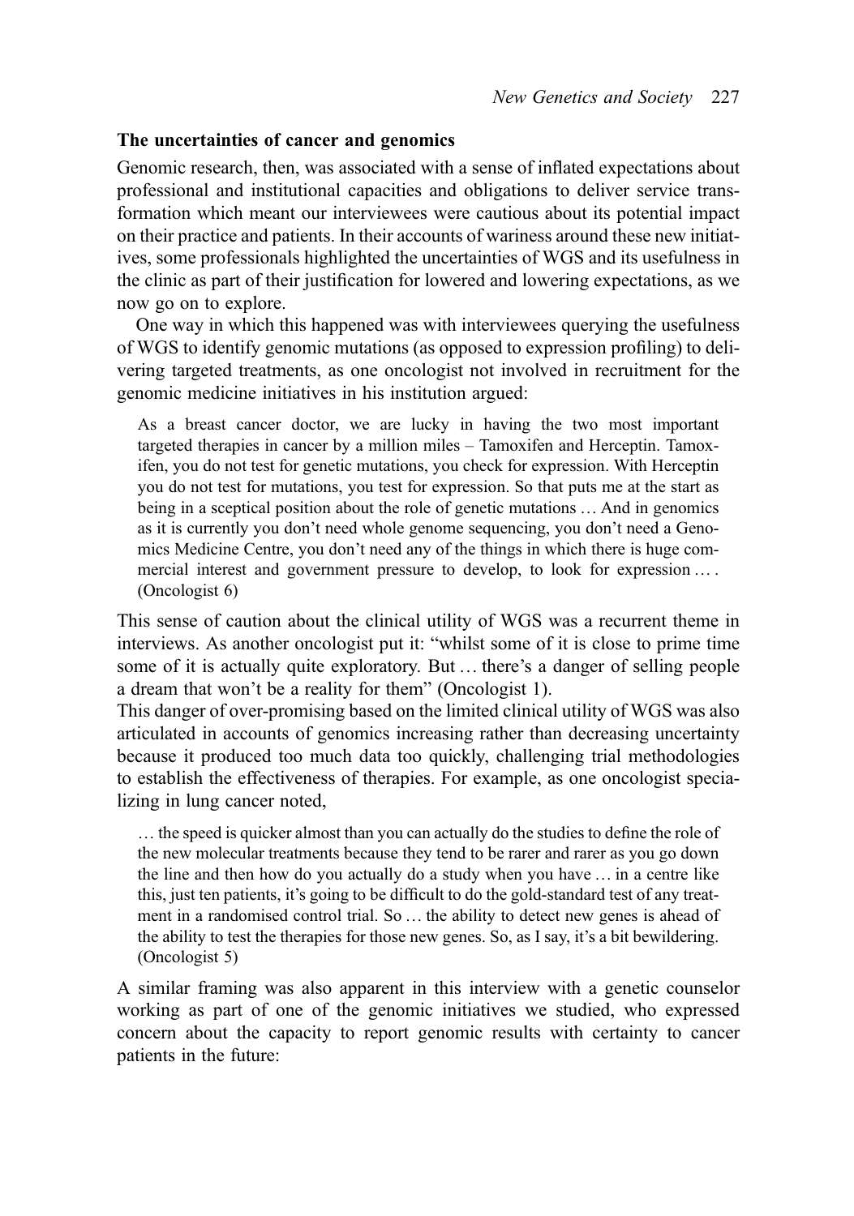### The uncertainties of cancer and genomics

Genomic research, then, was associated with a sense of inflated expectations about professional and institutional capacities and obligations to deliver service transformation which meant our interviewees were cautious about its potential impact on their practice and patients. In their accounts of wariness around these new initiatives, some professionals highlighted the uncertainties of WGS and its usefulness in the clinic as part of their justification for lowered and lowering expectations, as we now go on to explore.

One way in which this happened was with interviewees querying the usefulness of WGS to identify genomic mutations (as opposed to expression profiling) to delivering targeted treatments, as one oncologist not involved in recruitment for the genomic medicine initiatives in his institution argued:

> As a breast cancer doctor, we are lucky in having the two most important targeted therapies in cancer by a million miles – Tamoxifen and Herceptin. Tamoxifen, you do not test for genetic mutations, you check for expression. With Herceptin you do not test for mutations, you test for expression. So that puts me at the start as being in a sceptical position about the role of genetic mutations … And in genomics as it is currently you don't need whole genome sequencing, you don't need a Genomics Medicine Centre, you don't need any of the things in which there is huge commercial interest and government pressure to develop, to look for expression … . (Oncologist 6)

This sense of caution about the clinical utility of WGS was a recurrent theme in interviews. As another oncologist put it: "whilst some of it is close to prime time some of it is actually quite exploratory. But … there's a danger of selling people a dream that won't be a reality for them" (Oncologist 1).

This danger of over-promising based on the limited clinical utility of WGS was also articulated in accounts of genomics increasing rather than decreasing uncertainty because it produced too much data too quickly, challenging trial methodologies to establish the effectiveness of therapies. For example, as one oncologist specializing in lung cancer noted,

> … the speed is quicker almost than you can actually do the studies to define the role of the new molecular treatments because they tend to be rarer and rarer as you go down the line and then how do you actually do a study when you have … in a centre like this, just ten patients, it's going to be difficult to do the gold-standard test of any treatment in a randomised control trial. So … the ability to detect new genes is ahead of the ability to test the therapies for those new genes. So, as I say, it's a bit bewildering. (Oncologist 5)

A similar framing was also apparent in this interview with a genetic counselor working as part of one of the genomic initiatives we studied, who expressed concern about the capacity to report genomic results with certainty to cancer patients in the future: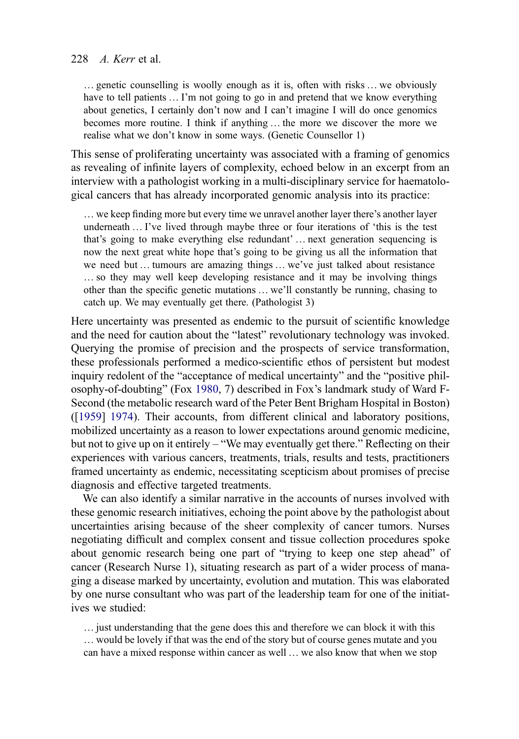> … genetic counselling is woolly enough as it is, often with risks … we obviously have to tell patients … I'm not going to go in and pretend that we know everything about genetics, I certainly don't now and I can't imagine I will do once genomics becomes more routine. I think if anything … the more we discover the more we realise what we don't know in some ways. (Genetic Counsellor 1)

This sense of proliferating uncertainty was associated with a framing of genomics as revealing of infinite layers of complexity, echoed below in an excerpt from an interview with a pathologist working in a multi-disciplinary service for haematological cancers that has already incorporated genomic analysis into its practice:

> … we keep finding more but every time we unravel another layer there's another layer underneath … I've lived through maybe three or four iterations of 'this is the test that's going to make everything else redundant' … next generation sequencing is now the next great white hope that's going to be giving us all the information that we need but … tumours are amazing things … we've just talked about resistance … so they may well keep developing resistance and it may be involving things other than the specific genetic mutations … we'll constantly be running, chasing to catch up. We may eventually get there. (Pathologist 3)

Here uncertainty was presented as endemic to the pursuit of scientific knowledge and the need for caution about the "latest" revolutionary technology was invoked. Querying the promise of precision and the prospects of service transformation, these professionals performed a medico-scientific ethos of persistent but modest inquiry redolent of the "acceptance of medical uncertainty" and the "positive philosophy-of-doubting" (Fox 1980, 7) described in Fox's landmark study of Ward F-Second (the metabolic research ward of the Peter Bent Brigham Hospital in Boston) ([1959] 1974). Their accounts, from different clinical and laboratory positions, mobilized uncertainty as a reason to lower expectations around genomic medicine, but not to give up on it entirely – "We may eventually get there." Reflecting on their experiences with various cancers, treatments, trials, results and tests, practitioners framed uncertainty as endemic, necessitating scepticism about promises of precise diagnosis and effective targeted treatments.

We can also identify a similar narrative in the accounts of nurses involved with these genomic research initiatives, echoing the point above by the pathologist about uncertainties arising because of the sheer complexity of cancer tumors. Nurses negotiating difficult and complex consent and tissue collection procedures spoke about genomic research being one part of "trying to keep one step ahead" of cancer (Research Nurse 1), situating research as part of a wider process of managing a disease marked by uncertainty, evolution and mutation. This was elaborated by one nurse consultant who was part of the leadership team for one of the initiatives we studied:

> … just understanding that the gene does this and therefore we can block it with this … would be lovely if that was the end of the story but of course genes mutate and you can have a mixed response within cancer as well … we also know that when we stop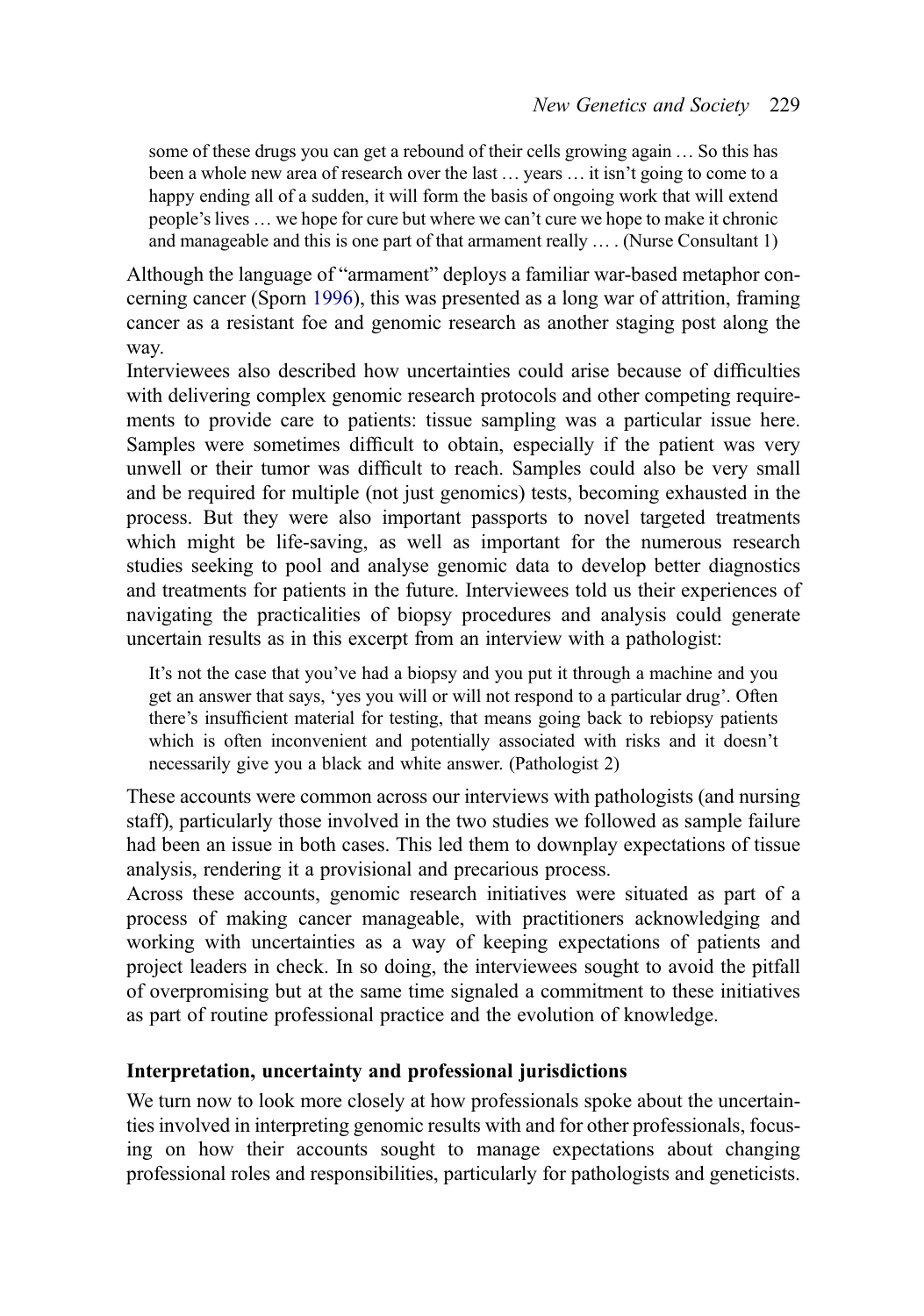> some of these drugs you can get a rebound of their cells growing again … So this has been a whole new area of research over the last … years … it isn't going to come to a happy ending all of a sudden, it will form the basis of ongoing work that will extend people's lives … we hope for cure but where we can't cure we hope to make it chronic and manageable and this is one part of that armament really … . (Nurse Consultant 1)

Although the language of "armament" deploys a familiar war-based metaphor concerning cancer (Sporn 1996), this was presented as a long war of attrition, framing cancer as a resistant foe and genomic research as another staging post along the way.

Interviewees also described how uncertainties could arise because of difficulties with delivering complex genomic research protocols and other competing requirements to provide care to patients: tissue sampling was a particular issue here. Samples were sometimes difficult to obtain, especially if the patient was very unwell or their tumor was difficult to reach. Samples could also be very small and be required for multiple (not just genomics) tests, becoming exhausted in the process. But they were also important passports to novel targeted treatments which might be life-saving, as well as important for the numerous research studies seeking to pool and analyse genomic data to develop better diagnostics and treatments for patients in the future. Interviewees told us their experiences of navigating the practicalities of biopsy procedures and analysis could generate uncertain results as in this excerpt from an interview with a pathologist:

> It's not the case that you've had a biopsy and you put it through a machine and you get an answer that says, 'yes you will or will not respond to a particular drug'. Often there's insufficient material for testing, that means going back to rebiopsy patients which is often inconvenient and potentially associated with risks and it doesn't necessarily give you a black and white answer. (Pathologist 2)

These accounts were common across our interviews with pathologists (and nursing staff), particularly those involved in the two studies we followed as sample failure had been an issue in both cases. This led them to downplay expectations of tissue analysis, rendering it a provisional and precarious process.

Across these accounts, genomic research initiatives were situated as part of a process of making cancer manageable, with practitioners acknowledging and working with uncertainties as a way of keeping expectations of patients and project leaders in check. In so doing, the interviewees sought to avoid the pitfall of overpromising but at the same time signaled a commitment to these initiatives as part of routine professional practice and the evolution of knowledge.

### Interpretation, uncertainty and professional jurisdictions

We turn now to look more closely at how professionals spoke about the uncertainties involved in interpreting genomic results with and for other professionals, focusing on how their accounts sought to manage expectations about changing professional roles and responsibilities, particularly for pathologists and geneticists.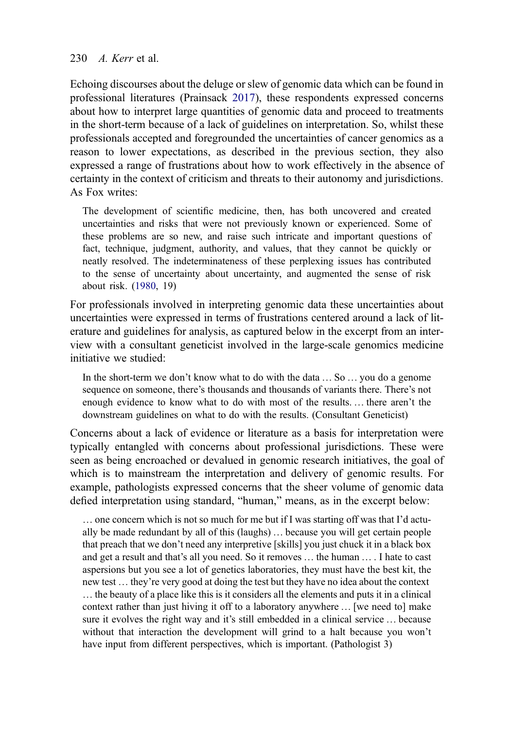Echoing discourses about the deluge or slew of genomic data which can be found in professional literatures (Prainsack 2017), these respondents expressed concerns about how to interpret large quantities of genomic data and proceed to treatments in the short-term because of a lack of guidelines on interpretation. So, whilst these professionals accepted and foregrounded the uncertainties of cancer genomics as a reason to lower expectations, as described in the previous section, they also expressed a range of frustrations about how to work effectively in the absence of certainty in the context of criticism and threats to their autonomy and jurisdictions. As Fox writes:

> The development of scientific medicine, then, has both uncovered and created uncertainties and risks that were not previously known or experienced. Some of these problems are so new, and raise such intricate and important questions of fact, technique, judgment, authority, and values, that they cannot be quickly or neatly resolved. The indeterminateness of these perplexing issues has contributed to the sense of uncertainty about uncertainty, and augmented the sense of risk about risk. (1980, 19)

For professionals involved in interpreting genomic data these uncertainties about uncertainties were expressed in terms of frustrations centered around a lack of literature and guidelines for analysis, as captured below in the excerpt from an interview with a consultant geneticist involved in the large-scale genomics medicine initiative we studied:

> In the short-term we don't know what to do with the data … So … you do a genome sequence on someone, there's thousands and thousands of variants there. There's not enough evidence to know what to do with most of the results. … there aren't the downstream guidelines on what to do with the results. (Consultant Geneticist)

Concerns about a lack of evidence or literature as a basis for interpretation were typically entangled with concerns about professional jurisdictions. These were seen as being encroached or devalued in genomic research initiatives, the goal of which is to mainstream the interpretation and delivery of genomic results. For example, pathologists expressed concerns that the sheer volume of genomic data defied interpretation using standard, "human," means, as in the excerpt below:

> … one concern which is not so much for me but if I was starting off was that I'd actually be made redundant by all of this (laughs) … because you will get certain people that preach that we don't need any interpretive [skills] you just chuck it in a black box and get a result and that's all you need. So it removes … the human … . I hate to cast aspersions but you see a lot of genetics laboratories, they must have the best kit, the new test … they're very good at doing the test but they have no idea about the context … the beauty of a place like this is it considers all the elements and puts it in a clinical context rather than just hiving it off to a laboratory anywhere … [we need to] make sure it evolves the right way and it's still embedded in a clinical service … because without that interaction the development will grind to a halt because you won't have input from different perspectives, which is important. (Pathologist 3)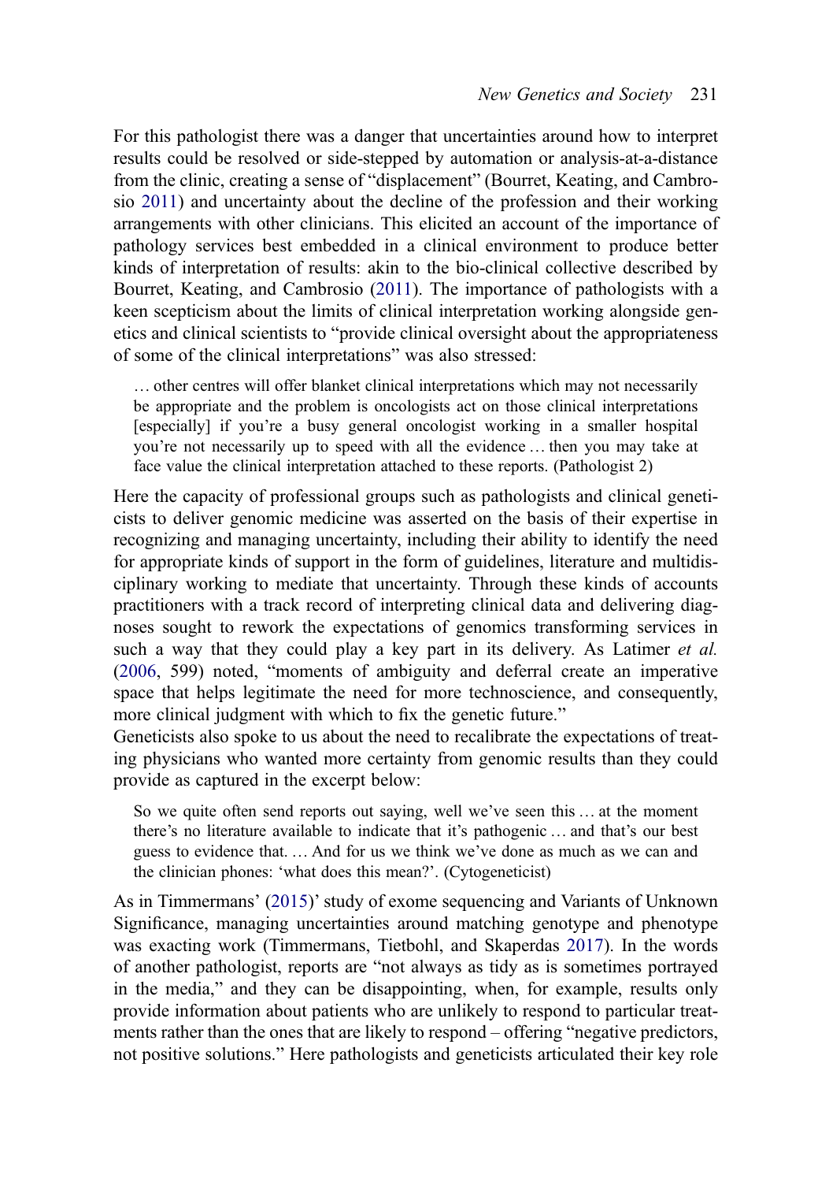For this pathologist there was a danger that uncertainties around how to interpret results could be resolved or side-stepped by automation or analysis-at-a-distance from the clinic, creating a sense of "displacement" (Bourret, Keating, and Cambrosio 2011) and uncertainty about the decline of the profession and their working arrangements with other clinicians. This elicited an account of the importance of pathology services best embedded in a clinical environment to produce better kinds of interpretation of results: akin to the bio-clinical collective described by Bourret, Keating, and Cambrosio (2011). The importance of pathologists with a keen scepticism about the limits of clinical interpretation working alongside genetics and clinical scientists to "provide clinical oversight about the appropriateness of some of the clinical interpretations" was also stressed:

> … other centres will offer blanket clinical interpretations which may not necessarily be appropriate and the problem is oncologists act on those clinical interpretations [especially] if you're a busy general oncologist working in a smaller hospital you're not necessarily up to speed with all the evidence … then you may take at face value the clinical interpretation attached to these reports. (Pathologist 2)

Here the capacity of professional groups such as pathologists and clinical geneticists to deliver genomic medicine was asserted on the basis of their expertise in recognizing and managing uncertainty, including their ability to identify the need for appropriate kinds of support in the form of guidelines, literature and multidisciplinary working to mediate that uncertainty. Through these kinds of accounts practitioners with a track record of interpreting clinical data and delivering diagnoses sought to rework the expectations of genomics transforming services in such a way that they could play a key part in its delivery. As Latimer *et al.* (2006, 599) noted, "moments of ambiguity and deferral create an imperative space that helps legitimate the need for more technoscience, and consequently, more clinical judgment with which to fix the genetic future."

Geneticists also spoke to us about the need to recalibrate the expectations of treating physicians who wanted more certainty from genomic results than they could provide as captured in the excerpt below:

> So we quite often send reports out saying, well we've seen this … at the moment there's no literature available to indicate that it's pathogenic … and that's our best guess to evidence that. … And for us we think we've done as much as we can and the clinician phones: 'what does this mean?'. (Cytogeneticist)

As in Timmermans' (2015)' study of exome sequencing and Variants of Unknown Significance, managing uncertainties around matching genotype and phenotype was exacting work (Timmermans, Tietbohl, and Skaperdas 2017). In the words of another pathologist, reports are "not always as tidy as is sometimes portrayed in the media," and they can be disappointing, when, for example, results only provide information about patients who are unlikely to respond to particular treatments rather than the ones that are likely to respond – offering "negative predictors, not positive solutions." Here pathologists and geneticists articulated their key role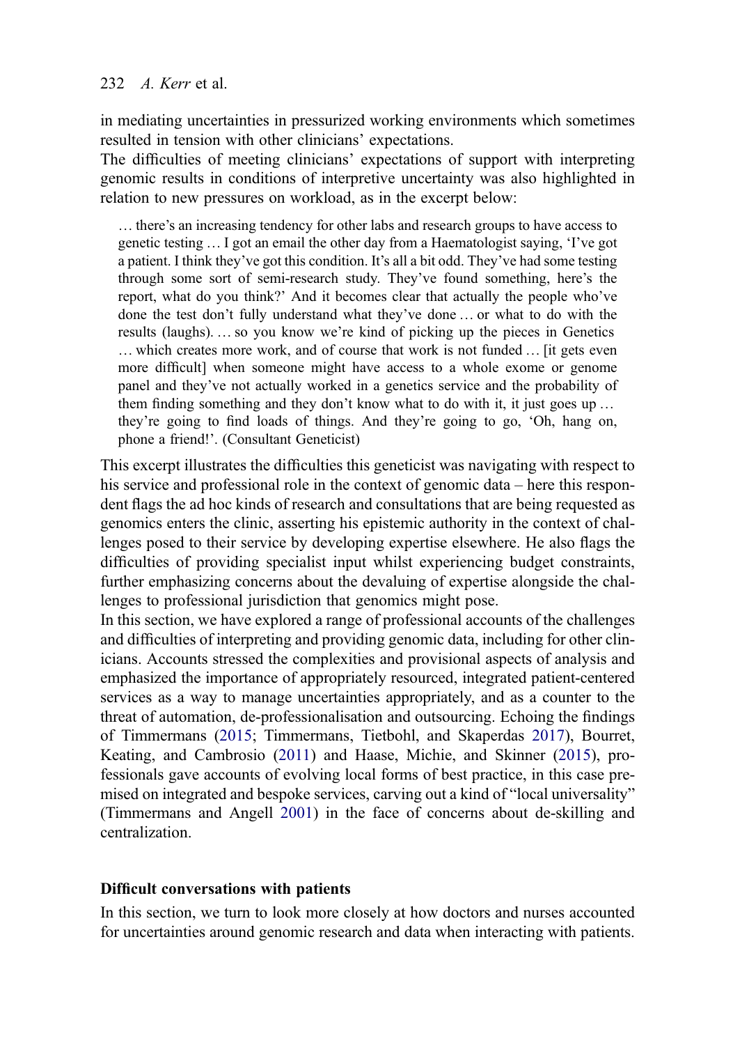in mediating uncertainties in pressurized working environments which sometimes resulted in tension with other clinicians' expectations.

The difficulties of meeting clinicians' expectations of support with interpreting genomic results in conditions of interpretive uncertainty was also highlighted in relation to new pressures on workload, as in the excerpt below:

> … there's an increasing tendency for other labs and research groups to have access to genetic testing … I got an email the other day from a Haematologist saying, 'I've got a patient. I think they've got this condition. It's all a bit odd. They've had some testing through some sort of semi-research study. They've found something, here's the report, what do you think?' And it becomes clear that actually the people who've done the test don't fully understand what they've done … or what to do with the results (laughs). … so you know we're kind of picking up the pieces in Genetics … which creates more work, and of course that work is not funded … [it gets even more difficult] when someone might have access to a whole exome or genome panel and they've not actually worked in a genetics service and the probability of them finding something and they don't know what to do with it, it just goes up … they're going to find loads of things. And they're going to go, 'Oh, hang on, phone a friend!'. (Consultant Geneticist)

This excerpt illustrates the difficulties this geneticist was navigating with respect to his service and professional role in the context of genomic data – here this respondent flags the ad hoc kinds of research and consultations that are being requested as genomics enters the clinic, asserting his epistemic authority in the context of challenges posed to their service by developing expertise elsewhere. He also flags the difficulties of providing specialist input whilst experiencing budget constraints, further emphasizing concerns about the devaluing of expertise alongside the challenges to professional jurisdiction that genomics might pose.

In this section, we have explored a range of professional accounts of the challenges and difficulties of interpreting and providing genomic data, including for other clinicians. Accounts stressed the complexities and provisional aspects of analysis and emphasized the importance of appropriately resourced, integrated patient-centered services as a way to manage uncertainties appropriately, and as a counter to the threat of automation, de-professionalisation and outsourcing. Echoing the findings of Timmermans (2015; Timmermans, Tietbohl, and Skaperdas 2017), Bourret, Keating, and Cambrosio (2011) and Haase, Michie, and Skinner (2015), professionals gave accounts of evolving local forms of best practice, in this case premised on integrated and bespoke services, carving out a kind of "local universality" (Timmermans and Angell 2001) in the face of concerns about de-skilling and centralization.

## Difficult conversations with patients

In this section, we turn to look more closely at how doctors and nurses accounted for uncertainties around genomic research and data when interacting with patients.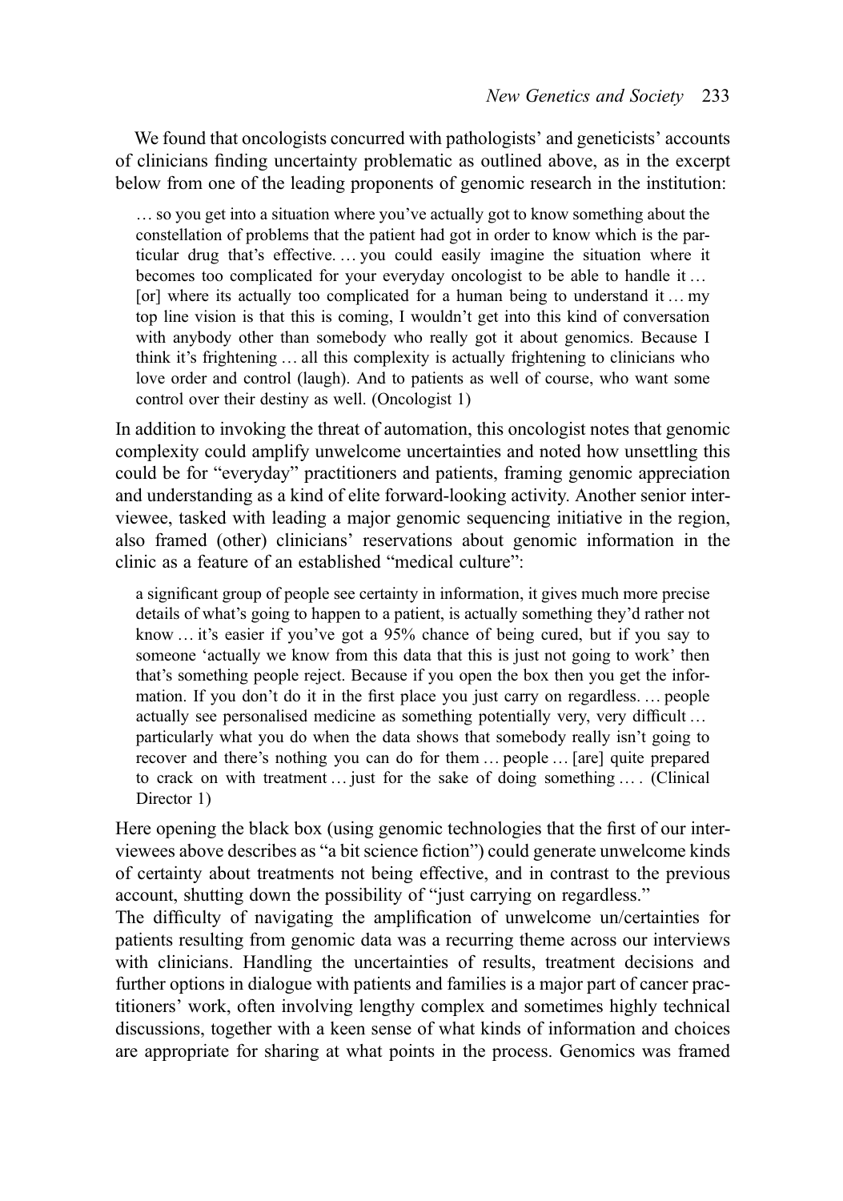We found that oncologists concurred with pathologists' and geneticists' accounts of clinicians finding uncertainty problematic as outlined above, as in the excerpt below from one of the leading proponents of genomic research in the institution:

> … so you get into a situation where you've actually got to know something about the constellation of problems that the patient had got in order to know which is the particular drug that's effective. … you could easily imagine the situation where it becomes too complicated for your everyday oncologist to be able to handle it … [or] where its actually too complicated for a human being to understand it … my top line vision is that this is coming, I wouldn't get into this kind of conversation with anybody other than somebody who really got it about genomics. Because I think it's frightening … all this complexity is actually frightening to clinicians who love order and control (laugh). And to patients as well of course, who want some control over their destiny as well. (Oncologist 1)

In addition to invoking the threat of automation, this oncologist notes that genomic complexity could amplify unwelcome uncertainties and noted how unsettling this could be for "everyday" practitioners and patients, framing genomic appreciation and understanding as a kind of elite forward-looking activity. Another senior interviewee, tasked with leading a major genomic sequencing initiative in the region, also framed (other) clinicians' reservations about genomic information in the clinic as a feature of an established "medical culture":

> a significant group of people see certainty in information, it gives much more precise details of what's going to happen to a patient, is actually something they'd rather not know … it's easier if you've got a 95% chance of being cured, but if you say to someone 'actually we know from this data that this is just not going to work' then that's something people reject. Because if you open the box then you get the information. If you don't do it in the first place you just carry on regardless. … people actually see personalised medicine as something potentially very, very difficult … particularly what you do when the data shows that somebody really isn't going to recover and there's nothing you can do for them … people … [are] quite prepared to crack on with treatment … just for the sake of doing something … . (Clinical Director 1)

Here opening the black box (using genomic technologies that the first of our interviewees above describes as "a bit science fiction") could generate unwelcome kinds of certainty about treatments not being effective, and in contrast to the previous account, shutting down the possibility of "just carrying on regardless."

The difficulty of navigating the amplification of unwelcome un/certainties for patients resulting from genomic data was a recurring theme across our interviews with clinicians. Handling the uncertainties of results, treatment decisions and further options in dialogue with patients and families is a major part of cancer practitioners' work, often involving lengthy complex and sometimes highly technical discussions, together with a keen sense of what kinds of information and choices are appropriate for sharing at what points in the process. Genomics was framed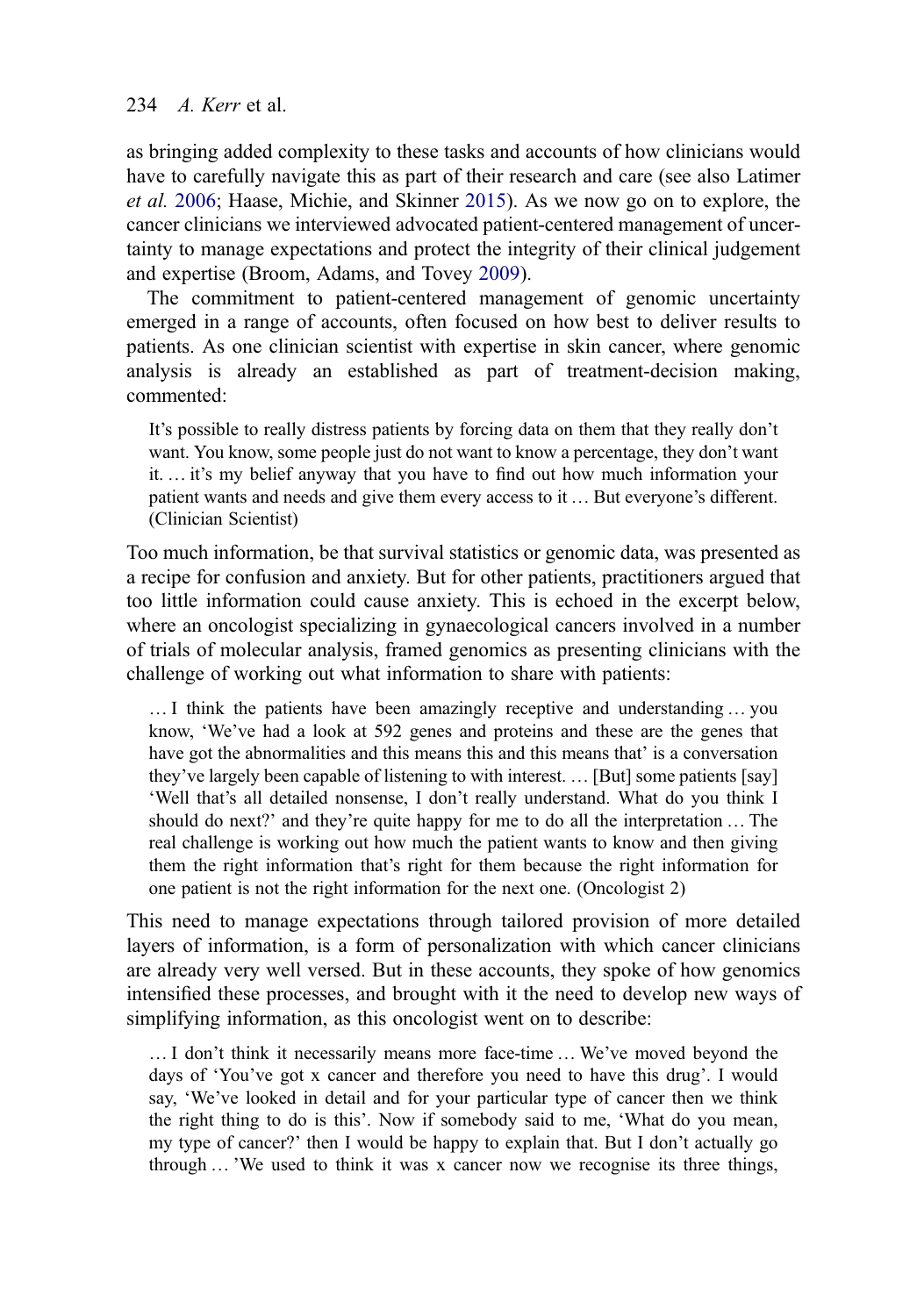as bringing added complexity to these tasks and accounts of how clinicians would have to carefully navigate this as part of their research and care (see also Latimer *et al.* 2006; Haase, Michie, and Skinner 2015). As we now go on to explore, the cancer clinicians we interviewed advocated patient-centered management of uncertainty to manage expectations and protect the integrity of their clinical judgement and expertise (Broom, Adams, and Tovey 2009).

The commitment to patient-centered management of genomic uncertainty emerged in a range of accounts, often focused on how best to deliver results to patients. As one clinician scientist with expertise in skin cancer, where genomic analysis is already an established as part of treatment-decision making, commented:

> It's possible to really distress patients by forcing data on them that they really don't want. You know, some people just do not want to know a percentage, they don't want it. … it's my belief anyway that you have to find out how much information your patient wants and needs and give them every access to it … But everyone's different. (Clinician Scientist)

Too much information, be that survival statistics or genomic data, was presented as a recipe for confusion and anxiety. But for other patients, practitioners argued that too little information could cause anxiety. This is echoed in the excerpt below, where an oncologist specializing in gynaecological cancers involved in a number of trials of molecular analysis, framed genomics as presenting clinicians with the challenge of working out what information to share with patients:

> … I think the patients have been amazingly receptive and understanding … you know, 'We've had a look at 592 genes and proteins and these are the genes that have got the abnormalities and this means this and this means that' is a conversation they've largely been capable of listening to with interest. … [But] some patients [say] 'Well that's all detailed nonsense, I don't really understand. What do you think I should do next?' and they're quite happy for me to do all the interpretation … The real challenge is working out how much the patient wants to know and then giving them the right information that's right for them because the right information for one patient is not the right information for the next one. (Oncologist 2)

This need to manage expectations through tailored provision of more detailed layers of information, is a form of personalization with which cancer clinicians are already very well versed. But in these accounts, they spoke of how genomics intensified these processes, and brought with it the need to develop new ways of simplifying information, as this oncologist went on to describe:

> … I don't think it necessarily means more face-time … We've moved beyond the days of 'You've got x cancer and therefore you need to have this drug'. I would say, 'We've looked in detail and for your particular type of cancer then we think the right thing to do is this'. Now if somebody said to me, 'What do you mean, my type of cancer?' then I would be happy to explain that. But I don't actually go through … 'We used to think it was x cancer now we recognise its three things,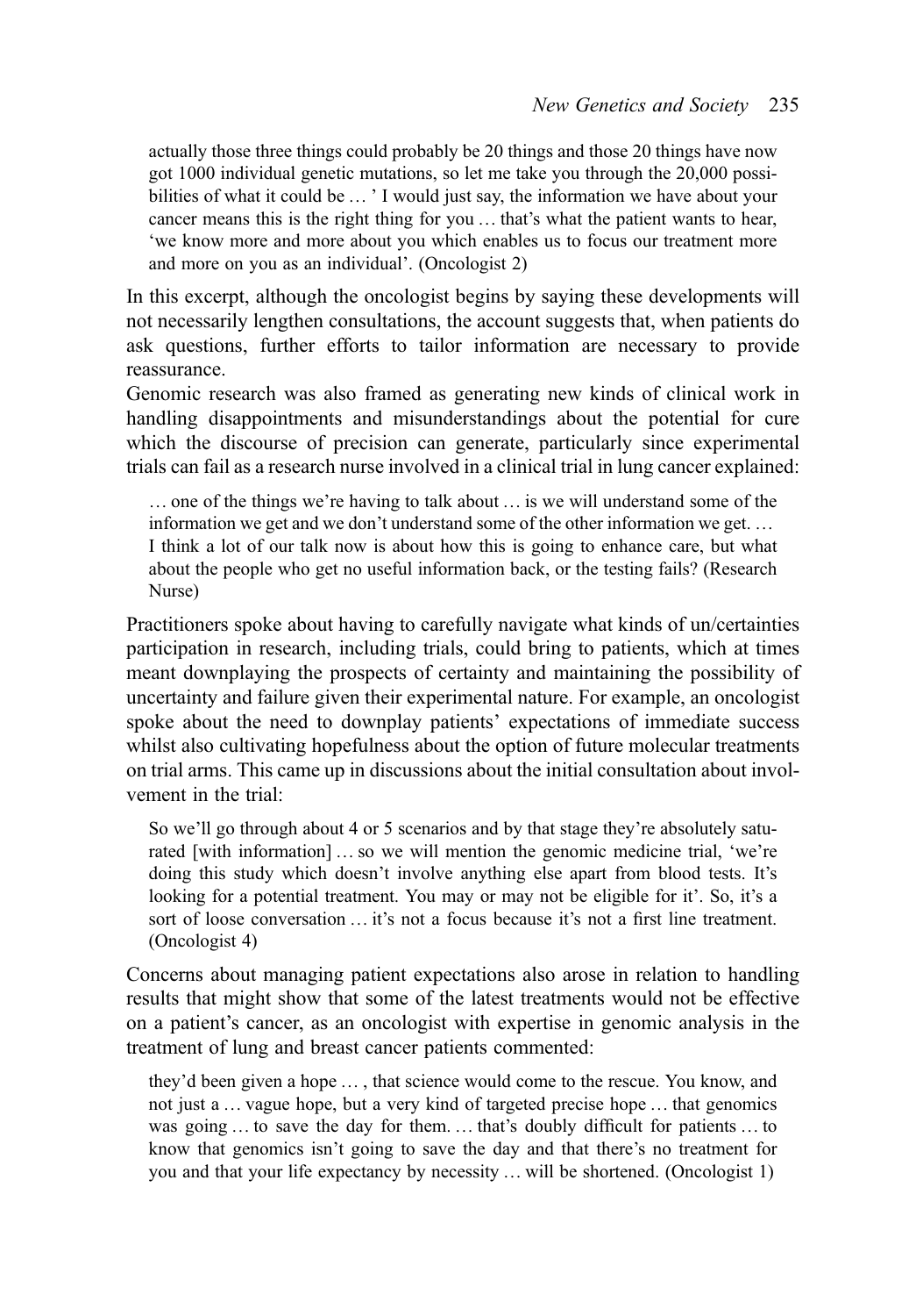> actually those three things could probably be 20 things and those 20 things have now got 1000 individual genetic mutations, so let me take you through the 20,000 possibilities of what it could be … ' I would just say, the information we have about your cancer means this is the right thing for you … that's what the patient wants to hear, 'we know more and more about you which enables us to focus our treatment more and more on you as an individual'. (Oncologist 2)

In this excerpt, although the oncologist begins by saying these developments will not necessarily lengthen consultations, the account suggests that, when patients do ask questions, further efforts to tailor information are necessary to provide reassurance.

Genomic research was also framed as generating new kinds of clinical work in handling disappointments and misunderstandings about the potential for cure which the discourse of precision can generate, particularly since experimental trials can fail as a research nurse involved in a clinical trial in lung cancer explained:

> … one of the things we're having to talk about … is we will understand some of the information we get and we don't understand some of the other information we get. … I think a lot of our talk now is about how this is going to enhance care, but what about the people who get no useful information back, or the testing fails? (Research Nurse)

Practitioners spoke about having to carefully navigate what kinds of un/certainties participation in research, including trials, could bring to patients, which at times meant downplaying the prospects of certainty and maintaining the possibility of uncertainty and failure given their experimental nature. For example, an oncologist spoke about the need to downplay patients' expectations of immediate success whilst also cultivating hopefulness about the option of future molecular treatments on trial arms. This came up in discussions about the initial consultation about involvement in the trial:

> So we'll go through about 4 or 5 scenarios and by that stage they're absolutely saturated [with information] … so we will mention the genomic medicine trial, 'we're doing this study which doesn't involve anything else apart from blood tests. It's looking for a potential treatment. You may or may not be eligible for it'. So, it's a sort of loose conversation … it's not a focus because it's not a first line treatment. (Oncologist 4)

Concerns about managing patient expectations also arose in relation to handling results that might show that some of the latest treatments would not be effective on a patient's cancer, as an oncologist with expertise in genomic analysis in the treatment of lung and breast cancer patients commented:

> they'd been given a hope … , that science would come to the rescue. You know, and not just a … vague hope, but a very kind of targeted precise hope … that genomics was going … to save the day for them. … that's doubly difficult for patients … to know that genomics isn't going to save the day and that there's no treatment for you and that your life expectancy by necessity … will be shortened. (Oncologist 1)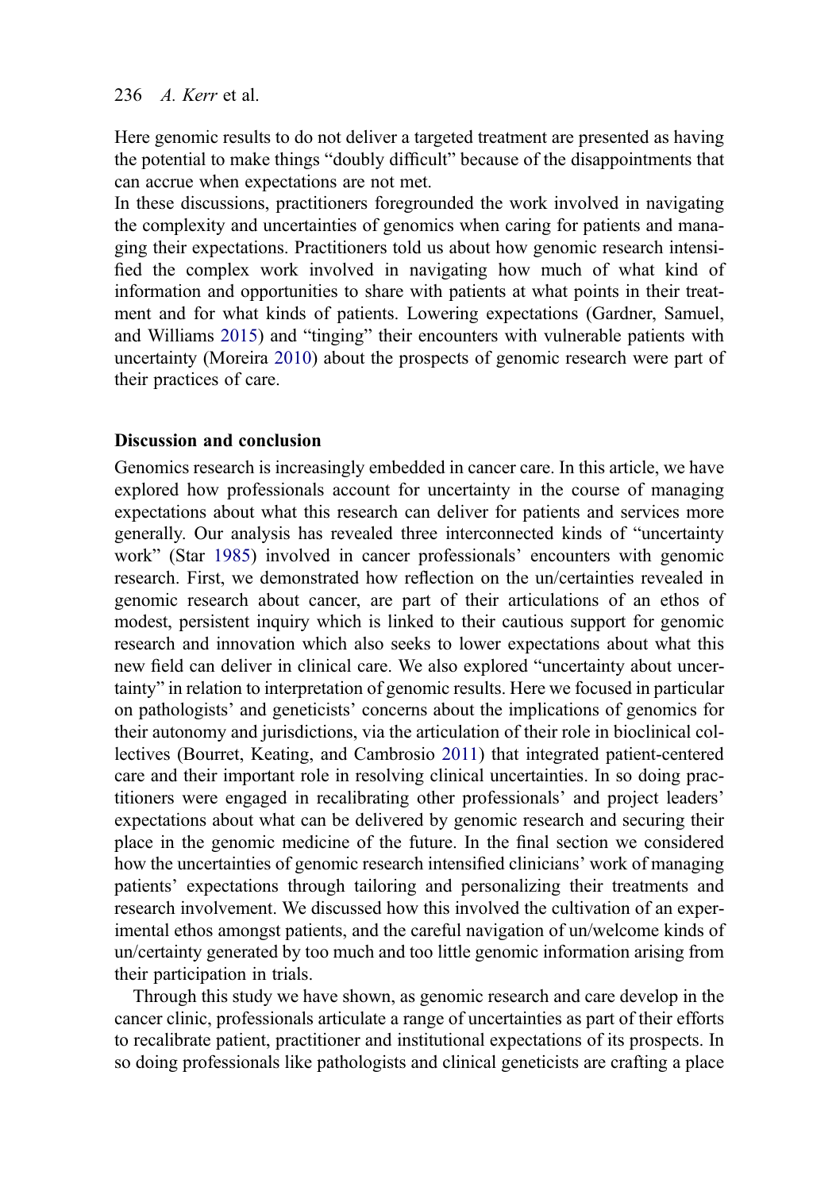Here genomic results to do not deliver a targeted treatment are presented as having the potential to make things "doubly difficult" because of the disappointments that can accrue when expectations are not met.

In these discussions, practitioners foregrounded the work involved in navigating the complexity and uncertainties of genomics when caring for patients and managing their expectations. Practitioners told us about how genomic research intensified the complex work involved in navigating how much of what kind of information and opportunities to share with patients at what points in their treatment and for what kinds of patients. Lowering expectations (Gardner, Samuel, and Williams 2015) and "tinging" their encounters with vulnerable patients with uncertainty (Moreira 2010) about the prospects of genomic research were part of their practices of care.

## Discussion and conclusion

Genomics research is increasingly embedded in cancer care. In this article, we have explored how professionals account for uncertainty in the course of managing expectations about what this research can deliver for patients and services more generally. Our analysis has revealed three interconnected kinds of "uncertainty work" (Star 1985) involved in cancer professionals' encounters with genomic research. First, we demonstrated how reflection on the un/certainties revealed in genomic research about cancer, are part of their articulations of an ethos of modest, persistent inquiry which is linked to their cautious support for genomic research and innovation which also seeks to lower expectations about what this new field can deliver in clinical care. We also explored "uncertainty about uncertainty" in relation to interpretation of genomic results. Here we focused in particular on pathologists' and geneticists' concerns about the implications of genomics for their autonomy and jurisdictions, via the articulation of their role in bioclinical collectives (Bourret, Keating, and Cambrosio 2011) that integrated patient-centered care and their important role in resolving clinical uncertainties. In so doing practitioners were engaged in recalibrating other professionals' and project leaders' expectations about what can be delivered by genomic research and securing their place in the genomic medicine of the future. In the final section we considered how the uncertainties of genomic research intensified clinicians' work of managing patients' expectations through tailoring and personalizing their treatments and research involvement. We discussed how this involved the cultivation of an experimental ethos amongst patients, and the careful navigation of un/welcome kinds of un/certainty generated by too much and too little genomic information arising from their participation in trials.

Through this study we have shown, as genomic research and care develop in the cancer clinic, professionals articulate a range of uncertainties as part of their efforts to recalibrate patient, practitioner and institutional expectations of its prospects. In so doing professionals like pathologists and clinical geneticists are crafting a place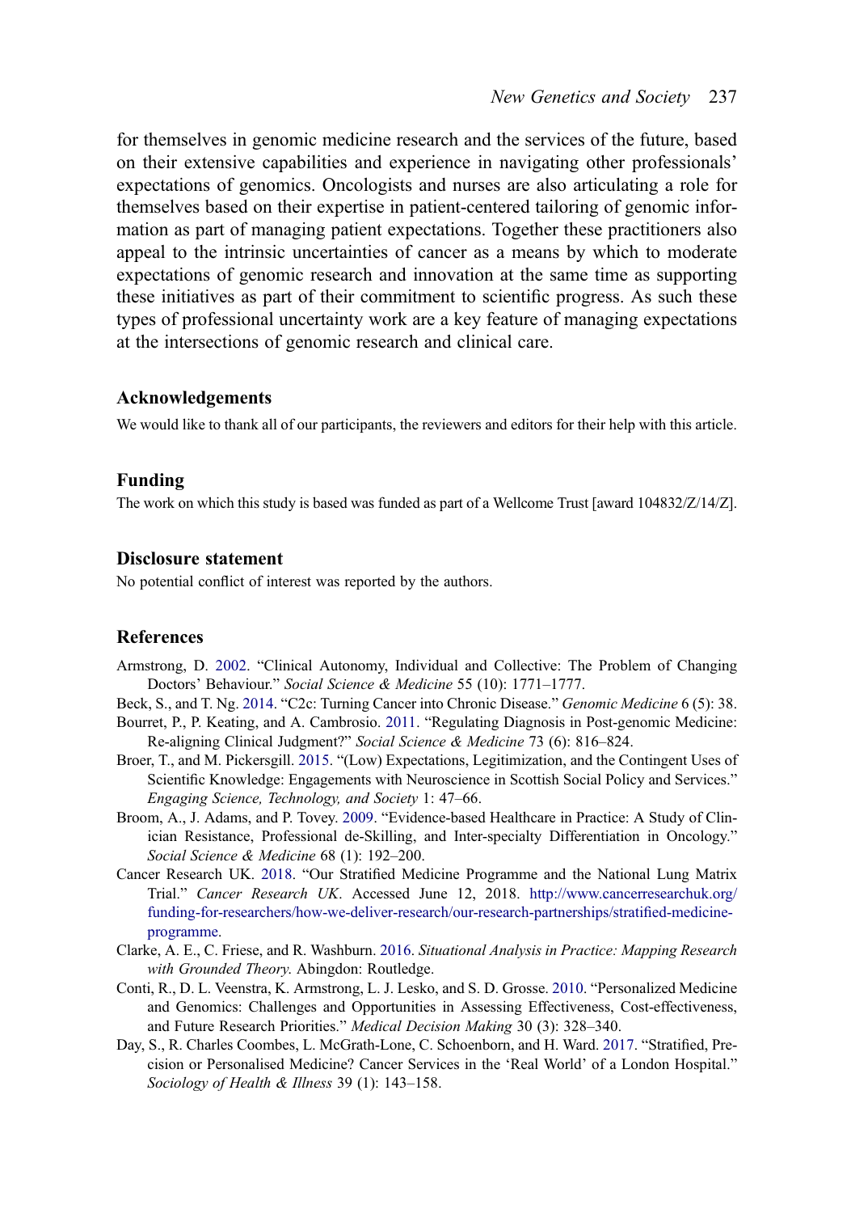for themselves in genomic medicine research and the services of the future, based on their extensive capabilities and experience in navigating other professionals' expectations of genomics. Oncologists and nurses are also articulating a role for themselves based on their expertise in patient-centered tailoring of genomic information as part of managing patient expectations. Together these practitioners also appeal to the intrinsic uncertainties of cancer as a means by which to moderate expectations of genomic research and innovation at the same time as supporting these initiatives as part of their commitment to scientific progress. As such these types of professional uncertainty work are a key feature of managing expectations at the intersections of genomic research and clinical care.

## Acknowledgements

We would like to thank all of our participants, the reviewers and editors for their help with this article.

## Funding

The work on which this study is based was funded as part of a Wellcome Trust [award 104832/Z/14/Z].

## Disclosure statement

No potential conflict of interest was reported by the authors.

## References

Armstrong, D. 2002. "Clinical Autonomy, Individual and Collective: The Problem of Changing Doctors' Behaviour." *Social Science & Medicine* 55 (10): 1771–1777.

Beck, S., and T. Ng. 2014. "C2c: Turning Cancer into Chronic Disease." *Genomic Medicine* 6 (5): 38.

Bourret, P., P. Keating, and A. Cambrosio. 2011. "Regulating Diagnosis in Post-genomic Medicine: Re-aligning Clinical Judgment?" *Social Science & Medicine* 73 (6): 816–824.

Broer, T., and M. Pickersgill. 2015. "(Low) Expectations, Legitimization, and the Contingent Uses of Scientific Knowledge: Engagements with Neuroscience in Scottish Social Policy and Services." *Engaging Science, Technology, and Society* 1: 47–66.

Broom, A., J. Adams, and P. Tovey. 2009. "Evidence-based Healthcare in Practice: A Study of Clinician Resistance, Professional de-Skilling, and Inter-specialty Differentiation in Oncology." *Social Science & Medicine* 68 (1): 192–200.

Cancer Research UK. 2018. "Our Stratified Medicine Programme and the National Lung Matrix Trial." *Cancer Research UK*. Accessed June 12, 2018. http://www.cancerresearchuk.org/funding-for-researchers/how-we-deliver-research/our-research-partnerships/stratified-medicine-programme.

Clarke, A. E., C. Friese, and R. Washburn. 2016. *Situational Analysis in Practice: Mapping Research with Grounded Theory.* Abingdon: Routledge.

Conti, R., D. L. Veenstra, K. Armstrong, L. J. Lesko, and S. D. Grosse. 2010. "Personalized Medicine and Genomics: Challenges and Opportunities in Assessing Effectiveness, Cost-effectiveness, and Future Research Priorities." *Medical Decision Making* 30 (3): 328–340.

Day, S., R. Charles Coombes, L. McGrath-Lone, C. Schoenborn, and H. Ward. 2017. "Stratified, Precision or Personalised Medicine? Cancer Services in the 'Real World' of a London Hospital." *Sociology of Health & Illness* 39 (1): 143–158.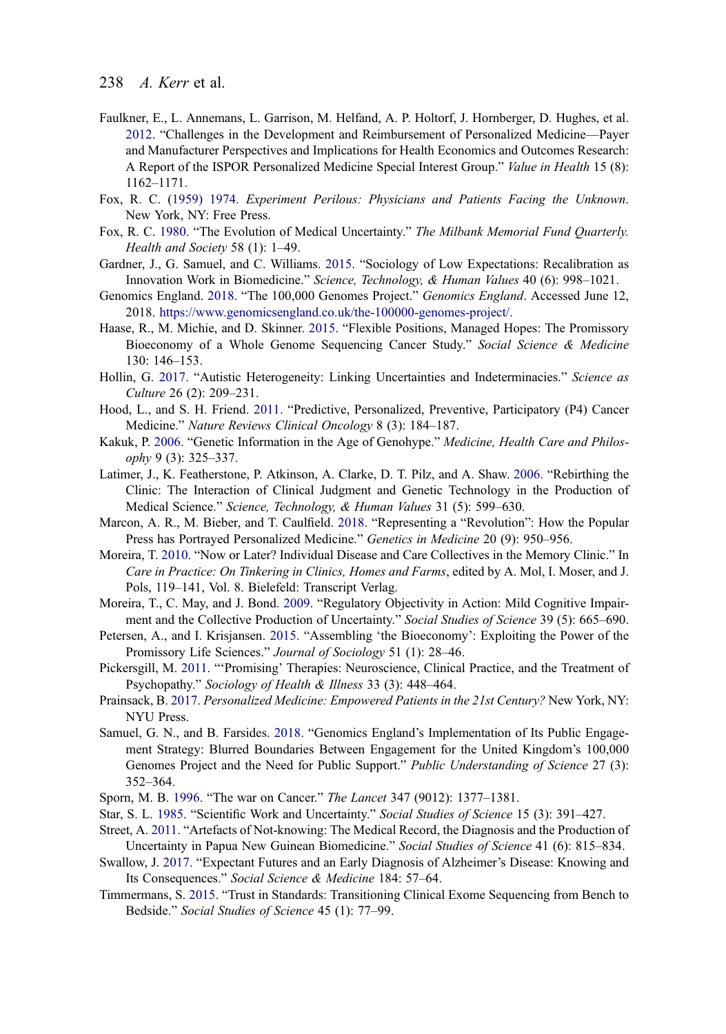Faulkner, E., L. Annemans, L. Garrison, M. Helfand, A. P. Holtorf, J. Hornberger, D. Hughes, et al. 2012. "Challenges in the Development and Reimbursement of Personalized Medicine—Payer and Manufacturer Perspectives and Implications for Health Economics and Outcomes Research: A Report of the ISPOR Personalized Medicine Special Interest Group." *Value in Health* 15 (8): 1162–1171.

Fox, R. C. (1959) 1974. *Experiment Perilous: Physicians and Patients Facing the Unknown*. New York, NY: Free Press.

Fox, R. C. 1980. "The Evolution of Medical Uncertainty." *The Milbank Memorial Fund Quarterly. Health and Society* 58 (1): 1–49.

Gardner, J., G. Samuel, and C. Williams. 2015. "Sociology of Low Expectations: Recalibration as Innovation Work in Biomedicine." *Science, Technology, & Human Values* 40 (6): 998–1021.

Genomics England. 2018. "The 100,000 Genomes Project." *Genomics England*. Accessed June 12, 2018. https://www.genomicsengland.co.uk/the-100000-genomes-project/.

Haase, R., M. Michie, and D. Skinner. 2015. "Flexible Positions, Managed Hopes: The Promissory Bioeconomy of a Whole Genome Sequencing Cancer Study." *Social Science & Medicine* 130: 146–153.

Hollin, G. 2017. "Autistic Heterogeneity: Linking Uncertainties and Indeterminacies." *Science as Culture* 26 (2): 209–231.

Hood, L., and S. H. Friend. 2011. "Predictive, Personalized, Preventive, Participatory (P4) Cancer Medicine." *Nature Reviews Clinical Oncology* 8 (3): 184–187.

Kakuk, P. 2006. "Genetic Information in the Age of Genohype." *Medicine, Health Care and Philosophy* 9 (3): 325–337.

Latimer, J., K. Featherstone, P. Atkinson, A. Clarke, D. T. Pilz, and A. Shaw. 2006. "Rebirthing the Clinic: The Interaction of Clinical Judgment and Genetic Technology in the Production of Medical Science." *Science, Technology, & Human Values* 31 (5): 599–630.

Marcon, A. R., M. Bieber, and T. Caulfield. 2018. "Representing a "Revolution": How the Popular Press has Portrayed Personalized Medicine." *Genetics in Medicine* 20 (9): 950–956.

Moreira, T. 2010. "Now or Later? Individual Disease and Care Collectives in the Memory Clinic." In *Care in Practice: On Tinkering in Clinics, Homes and Farms*, edited by A. Mol, I. Moser, and J. Pols, 119–141, Vol. 8. Bielefeld: Transcript Verlag.

Moreira, T., C. May, and J. Bond. 2009. "Regulatory Objectivity in Action: Mild Cognitive Impairment and the Collective Production of Uncertainty." *Social Studies of Science* 39 (5): 665–690.

Petersen, A., and I. Krisjansen. 2015. "Assembling 'the Bioeconomy': Exploiting the Power of the Promissory Life Sciences." *Journal of Sociology* 51 (1): 28–46.

Pickersgill, M. 2011. "'Promising' Therapies: Neuroscience, Clinical Practice, and the Treatment of Psychopathy." *Sociology of Health & Illness* 33 (3): 448–464.

Prainsack, B. 2017. *Personalized Medicine: Empowered Patients in the 21st Century?* New York, NY: NYU Press.

Samuel, G. N., and B. Farsides. 2018. "Genomics England's Implementation of Its Public Engagement Strategy: Blurred Boundaries Between Engagement for the United Kingdom's 100,000 Genomes Project and the Need for Public Support." *Public Understanding of Science* 27 (3): 352–364.

Sporn, M. B. 1996. "The war on Cancer." *The Lancet* 347 (9012): 1377–1381.

Star, S. L. 1985. "Scientific Work and Uncertainty." *Social Studies of Science* 15 (3): 391–427.

Street, A. 2011. "Artefacts of Not-knowing: The Medical Record, the Diagnosis and the Production of Uncertainty in Papua New Guinean Biomedicine." *Social Studies of Science* 41 (6): 815–834.

Swallow, J. 2017. "Expectant Futures and an Early Diagnosis of Alzheimer's Disease: Knowing and Its Consequences." *Social Science & Medicine* 184: 57–64.

Timmermans, S. 2015. "Trust in Standards: Transitioning Clinical Exome Sequencing from Bench to Bedside." *Social Studies of Science* 45 (1): 77–99.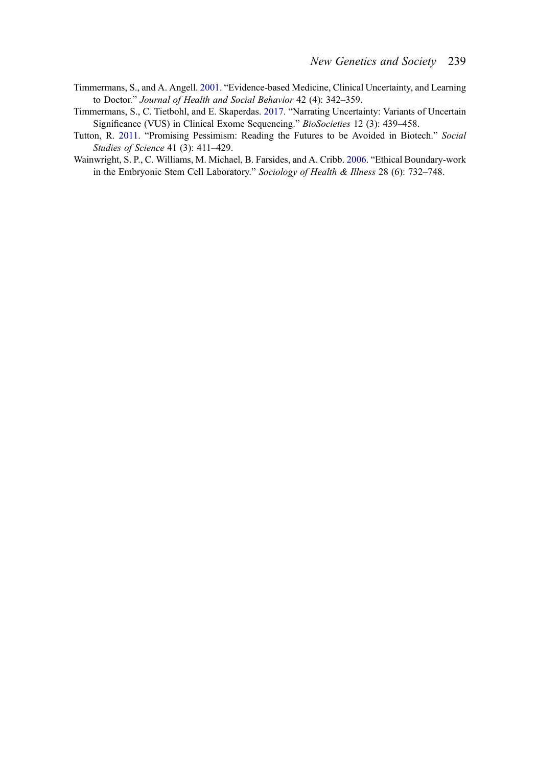Timmermans, S., and A. Angell. 2001. "Evidence-based Medicine, Clinical Uncertainty, and Learning to Doctor." *Journal of Health and Social Behavior* 42 (4): 342–359.

Timmermans, S., C. Tietbohl, and E. Skaperdas. 2017. "Narrating Uncertainty: Variants of Uncertain Significance (VUS) in Clinical Exome Sequencing." *BioSocieties* 12 (3): 439–458.

Tutton, R. 2011. "Promising Pessimism: Reading the Futures to be Avoided in Biotech." *Social Studies of Science* 41 (3): 411–429.

Wainwright, S. P., C. Williams, M. Michael, B. Farsides, and A. Cribb. 2006. "Ethical Boundary-work in the Embryonic Stem Cell Laboratory." *Sociology of Health & Illness* 28 (6): 732–748.